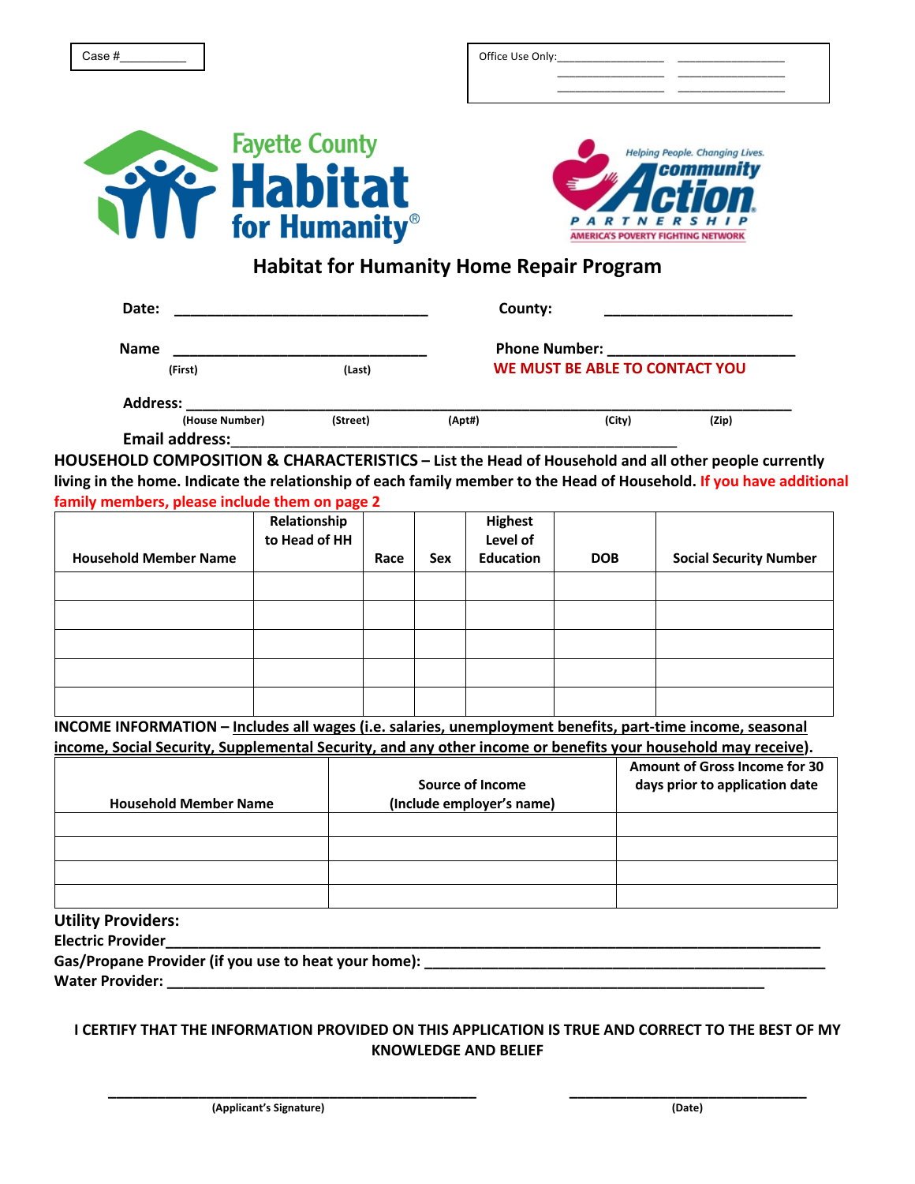Case #__________

Office Use Only:________________ ________________
________________ ________________
________________ ________________

Fayette County Habitat for Humanity®

Helping People. Changing Lives. community Action PARTNERSHIP AMERICA'S POVERTY FIGHTING NETWORK

# Habitat for Humanity Home Repair Program

**Date:** ______________________________ **County:** ______________________

**Name** ______________________________ **Phone Number:** ______________________
(First) (Last)
**WE MUST BE ABLE TO CONTACT YOU**

**Address:** ____________________________________________________________________
(House Number) (Street) (Apt#) (City) (Zip)

**Email address:**_____________________________________________________

**HOUSEHOLD COMPOSITION & CHARACTERISTICS – List the Head of Household and all other people currently living in the home. Indicate the relationship of each family member to the Head of Household. If you have additional family members, please include them on page 2**

| Household Member Name | Relationship to Head of HH | Race | Sex | Highest Level of Education | DOB | Social Security Number |
|---|---|---|---|---|---|---|
| | | | | | | |
| | | | | | | |
| | | | | | | |
| | | | | | | |
| | | | | | | |

**INCOME INFORMATION – Includes all wages (i.e. salaries, unemployment benefits, part-time income, seasonal income, Social Security, Supplemental Security, and any other income or benefits your household may receive).**

| Household Member Name | Source of Income (Include employer's name) | Amount of Gross Income for 30 days prior to application date |
|---|---|---|
| | | |
| | | |
| | | |
| | | |

**Utility Providers:**

**Electric Provider**__________________________________________________________________

**Gas/Propane Provider (if you use to heat your home):** ____________________________________

**Water Provider:** _________________________________________________________________

**I CERTIFY THAT THE INFORMATION PROVIDED ON THIS APPLICATION IS TRUE AND CORRECT TO THE BEST OF MY KNOWLEDGE AND BELIEF**

_____________________________________________ (Applicant's Signature)

_____________________________ (Date)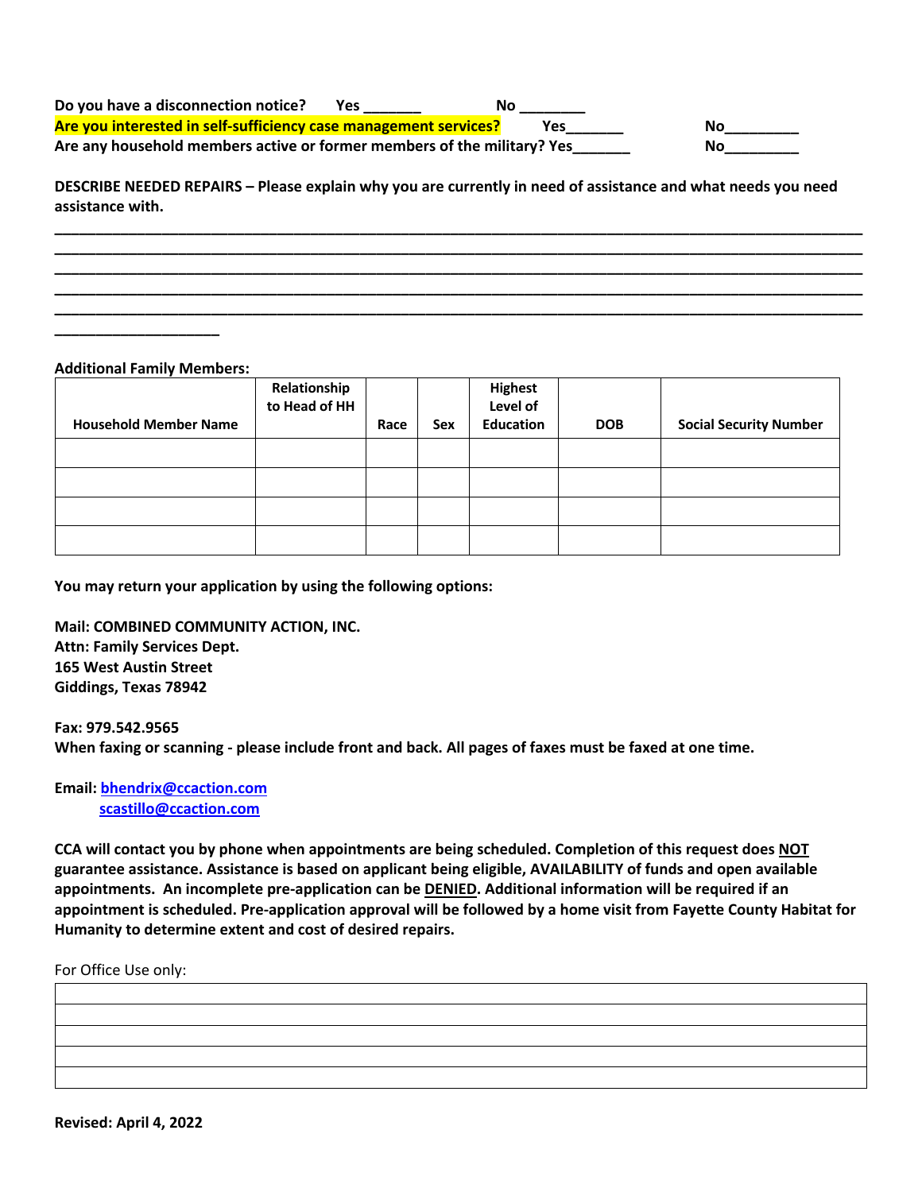**Do you have a disconnection notice? Yes _______ No ________**

**Are you interested in self-sufficiency case management services? Yes_______ No_________**

**Are any household members active or former members of the military? Yes_______ No_________**

**DESCRIBE NEEDED REPAIRS – Please explain why you are currently in need of assistance and what needs you need assistance with.**

______________________________________________________________________________________________
______________________________________________________________________________________________
______________________________________________________________________________________________
______________________________________________________________________________________________
______________________________________________________________________________________________
____________________

**Additional Family Members:**

| Household Member Name | Relationship to Head of HH | Race | Sex | Highest Level of Education | DOB | Social Security Number |
|---|---|---|---|---|---|---|
| | | | | | | |
| | | | | | | |
| | | | | | | |
| | | | | | | |

**You may return your application by using the following options:**

**Mail: COMBINED COMMUNITY ACTION, INC.**
**Attn: Family Services Dept.**
**165 West Austin Street**
**Giddings, Texas 78942**

**Fax: 979.542.9565**
**When faxing or scanning - please include front and back. All pages of faxes must be faxed at one time.**

**Email: bhendrix@ccaction.com**
**scastillo@ccaction.com**

**CCA will contact you by phone when appointments are being scheduled. Completion of this request does NOT guarantee assistance. Assistance is based on applicant being eligible, AVAILABILITY of funds and open available appointments. An incomplete pre-application can be DENIED. Additional information will be required if an appointment is scheduled. Pre-application approval will be followed by a home visit from Fayette County Habitat for Humanity to determine extent and cost of desired repairs.**

For Office Use only:

| |
|---|
| |
| |
| |
| |
| |

**Revised: April 4, 2022**